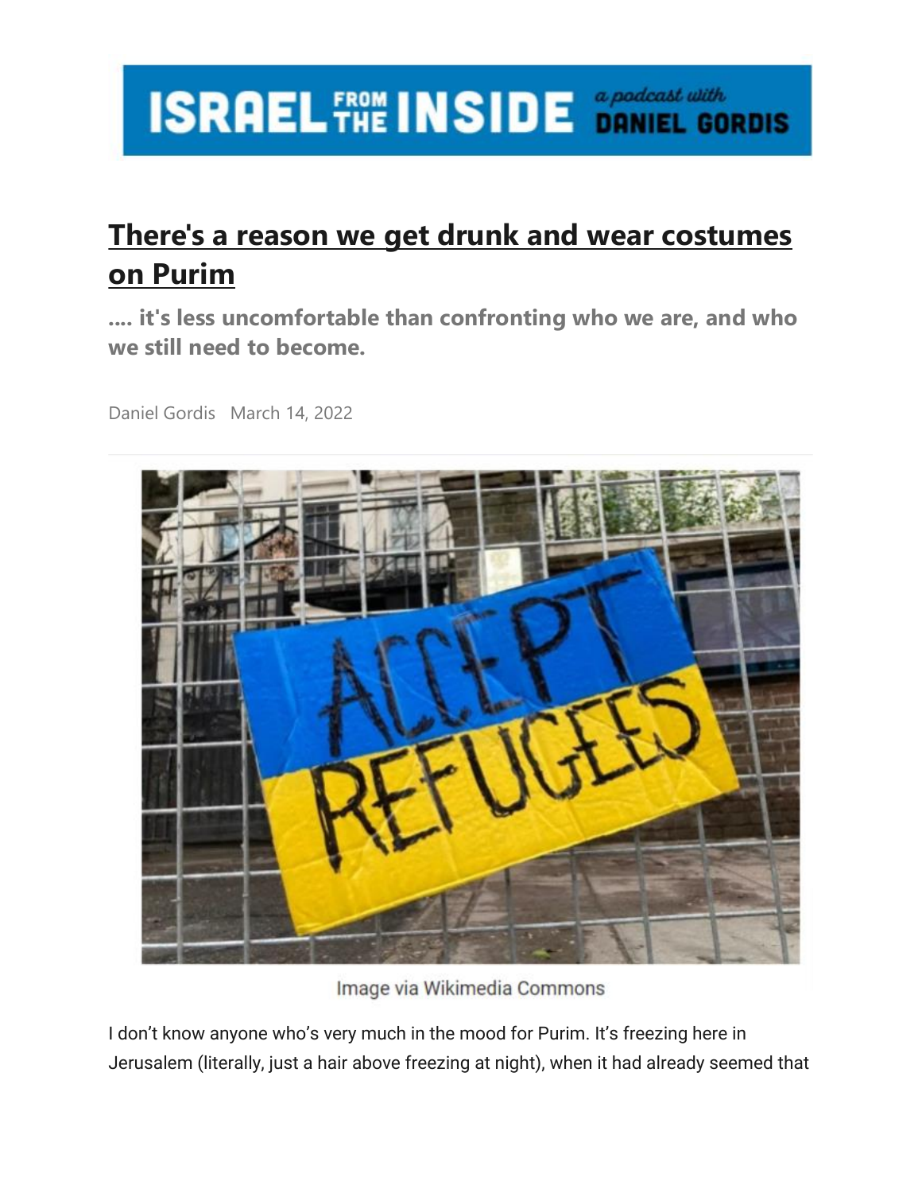# There's a reason we get drunk and wear costumes on Purim

**.... it's less uncomfortable than confronting who we are, and who we still need to become.**

Daniel Gordis March 14, 2022

Image via Wikimedia Commons

I don't know anyone who's very much in the mood for Purim. It's freezing here in Jerusalem (literally, just a hair above freezing at night), when it had already seemed that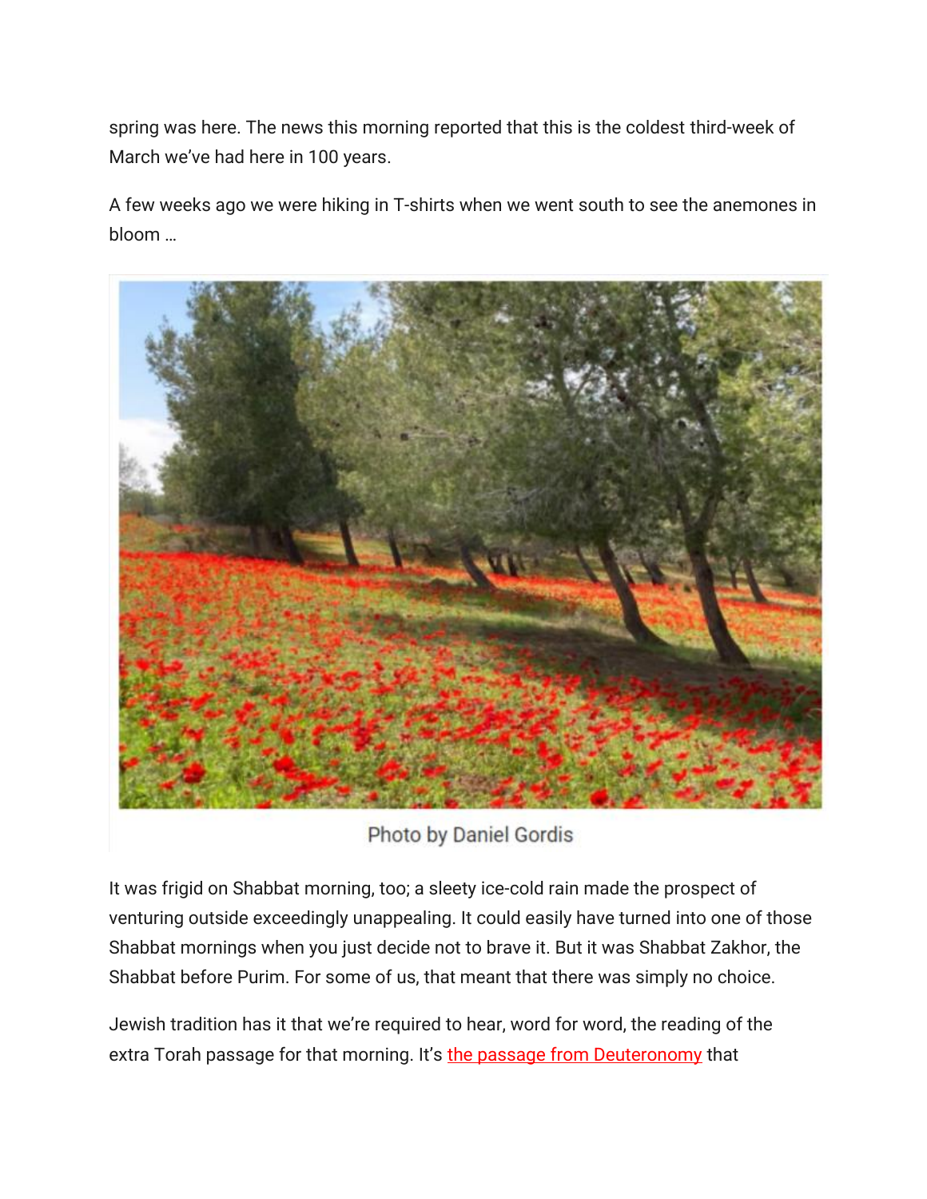spring was here. The news this morning reported that this is the coldest third-week of March we've had here in 100 years.

A few weeks ago we were hiking in T-shirts when we went south to see the anemones in bloom …

Photo by Daniel Gordis

It was frigid on Shabbat morning, too; a sleety ice-cold rain made the prospect of venturing outside exceedingly unappealing. It could easily have turned into one of those Shabbat mornings when you just decide not to brave it. But it was Shabbat Zakhor, the Shabbat before Purim. For some of us, that meant that there was simply no choice.

Jewish tradition has it that we're required to hear, word for word, the reading of the extra Torah passage for that morning. It's the passage from Deuteronomy that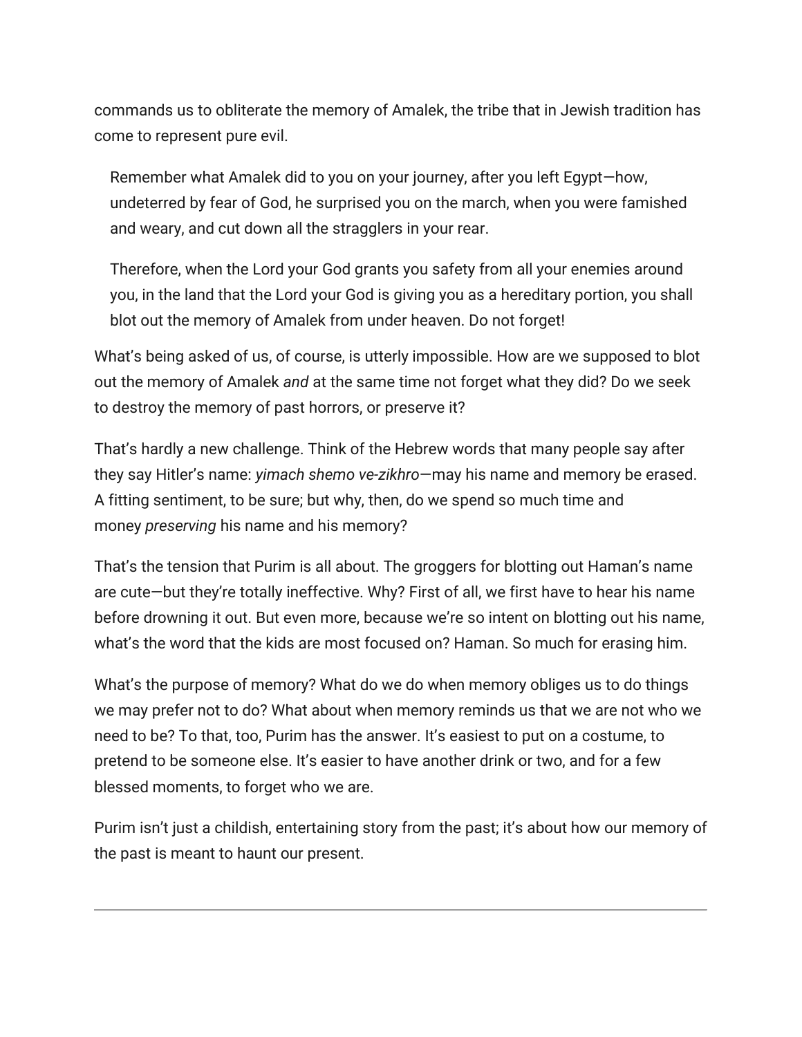commands us to obliterate the memory of Amalek, the tribe that in Jewish tradition has come to represent pure evil.

> Remember what Amalek did to you on your journey, after you left Egypt—how, undeterred by fear of God, he surprised you on the march, when you were famished and weary, and cut down all the stragglers in your rear.
>
> Therefore, when the Lord your God grants you safety from all your enemies around you, in the land that the Lord your God is giving you as a hereditary portion, you shall blot out the memory of Amalek from under heaven. Do not forget!

What's being asked of us, of course, is utterly impossible. How are we supposed to blot out the memory of Amalek *and* at the same time not forget what they did? Do we seek to destroy the memory of past horrors, or preserve it?

That's hardly a new challenge. Think of the Hebrew words that many people say after they say Hitler's name: *yimach shemo ve-zikhro*—may his name and memory be erased. A fitting sentiment, to be sure; but why, then, do we spend so much time and money *preserving* his name and his memory?

That's the tension that Purim is all about. The groggers for blotting out Haman's name are cute—but they're totally ineffective. Why? First of all, we first have to hear his name before drowning it out. But even more, because we're so intent on blotting out his name, what's the word that the kids are most focused on? Haman. So much for erasing him.

What's the purpose of memory? What do we do when memory obliges us to do things we may prefer not to do? What about when memory reminds us that we are not who we need to be? To that, too, Purim has the answer. It's easiest to put on a costume, to pretend to be someone else. It's easier to have another drink or two, and for a few blessed moments, to forget who we are.

Purim isn't just a childish, entertaining story from the past; it's about how our memory of the past is meant to haunt our present.

---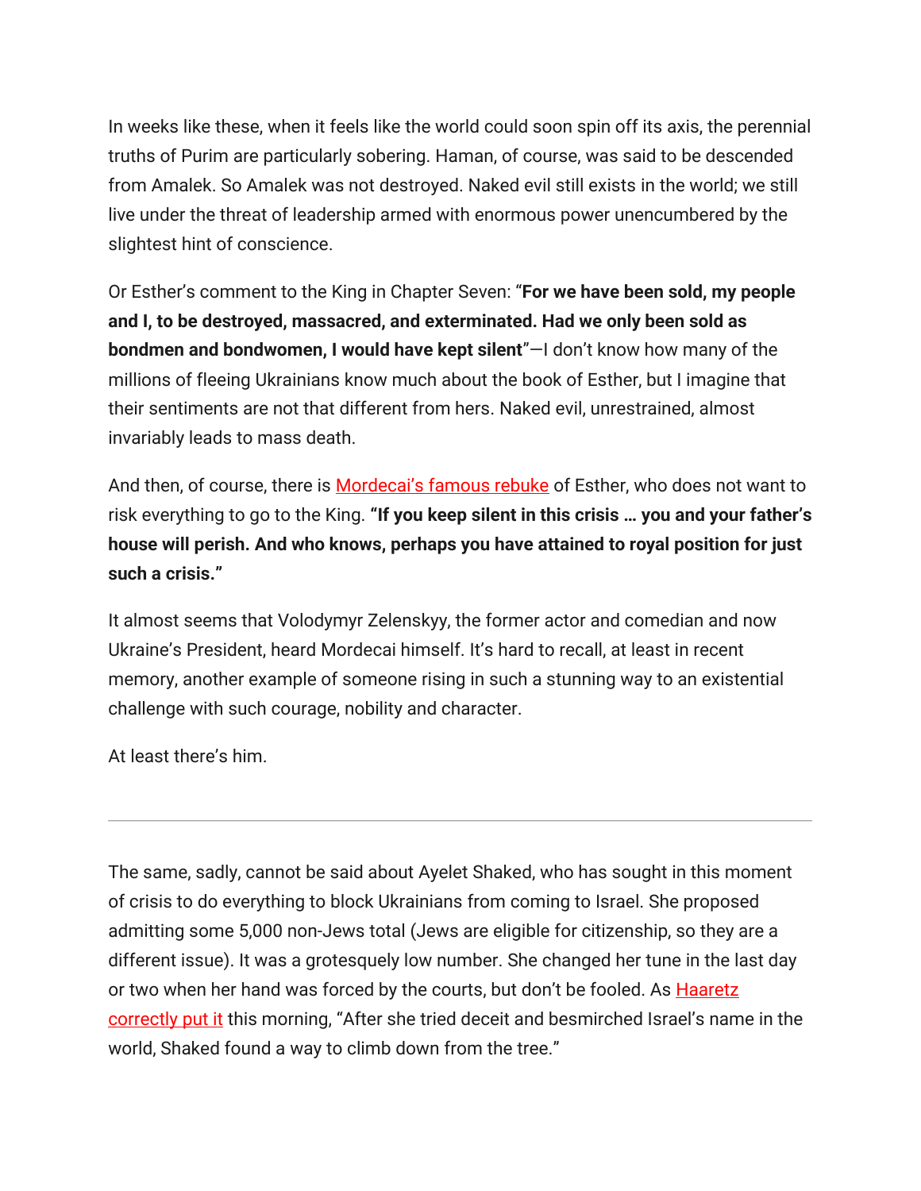In weeks like these, when it feels like the world could soon spin off its axis, the perennial truths of Purim are particularly sobering. Haman, of course, was said to be descended from Amalek. So Amalek was not destroyed. Naked evil still exists in the world; we still live under the threat of leadership armed with enormous power unencumbered by the slightest hint of conscience.

Or Esther's comment to the King in Chapter Seven: "**For we have been sold, my people and I, to be destroyed, massacred, and exterminated. Had we only been sold as bondmen and bondwomen, I would have kept silent**"—I don't know how many of the millions of fleeing Ukrainians know much about the book of Esther, but I imagine that their sentiments are not that different from hers. Naked evil, unrestrained, almost invariably leads to mass death.

And then, of course, there is Mordecai's famous rebuke of Esther, who does not want to risk everything to go to the King. **"If you keep silent in this crisis … you and your father's house will perish. And who knows, perhaps you have attained to royal position for just such a crisis."**

It almost seems that Volodymyr Zelenskyy, the former actor and comedian and now Ukraine's President, heard Mordecai himself. It's hard to recall, at least in recent memory, another example of someone rising in such a stunning way to an existential challenge with such courage, nobility and character.

At least there's him.

---

The same, sadly, cannot be said about Ayelet Shaked, who has sought in this moment of crisis to do everything to block Ukrainians from coming to Israel. She proposed admitting some 5,000 non-Jews total (Jews are eligible for citizenship, so they are a different issue). It was a grotesquely low number. She changed her tune in the last day or two when her hand was forced by the courts, but don't be fooled. As Haaretz correctly put it this morning, "After she tried deceit and besmirched Israel's name in the world, Shaked found a way to climb down from the tree."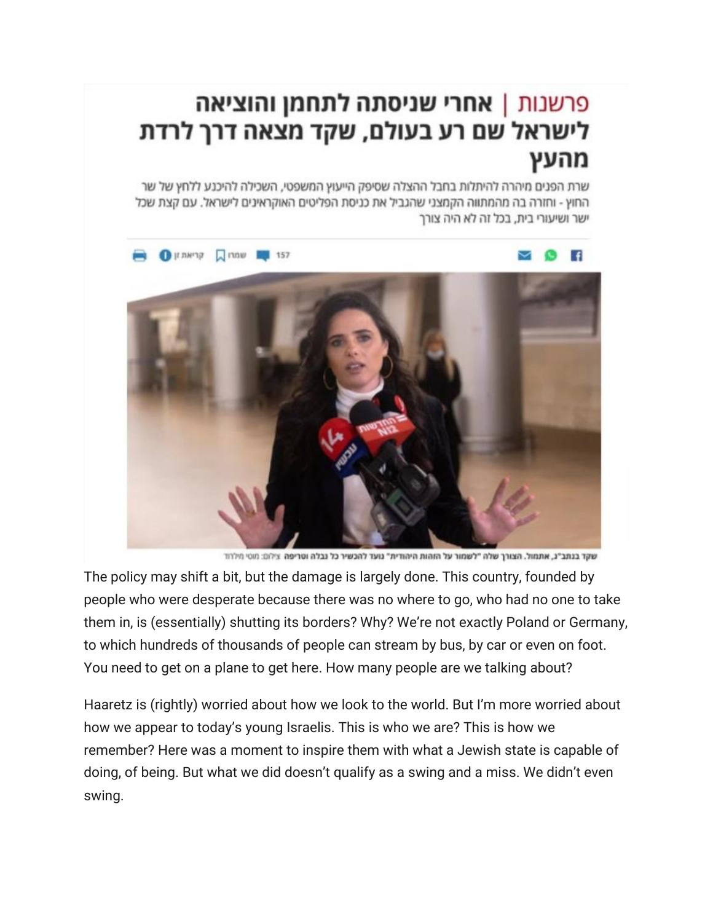פרשנות | אחרי שניסתה לתחמן והוציאה לישראל שם רע בעולם, שקד מצאה דרך לרדת מהעץ

שרת הפנים מיהרה להיתלות בחבל ההצלה שסיפק הייעוץ המשפטי, השכילה להיכנע ללחץ של שר החוץ - וחזרה בה מהמתווה הקמצני שהגביל את כניסת הפליטים האוקראינים לישראל. עם קצת שכל ישר ושיעורי בית, בכל זה לא היה צורך

שקד בנתב"ג, אתמול. הצורך שלה "לשמור על הזהות היהודית" נועד להכשיר כל נבלה וטריפה צילום: מוטי מילרוד

The policy may shift a bit, but the damage is largely done. This country, founded by people who were desperate because there was no where to go, who had no one to take them in, is (essentially) shutting its borders? Why? We're not exactly Poland or Germany, to which hundreds of thousands of people can stream by bus, by car or even on foot. You need to get on a plane to get here. How many people are we talking about?

Haaretz is (rightly) worried about how we look to the world. But I'm more worried about how we appear to today's young Israelis. This is who we are? This is how we remember? Here was a moment to inspire them with what a Jewish state is capable of doing, of being. But what we did doesn't qualify as a swing and a miss. We didn't even swing.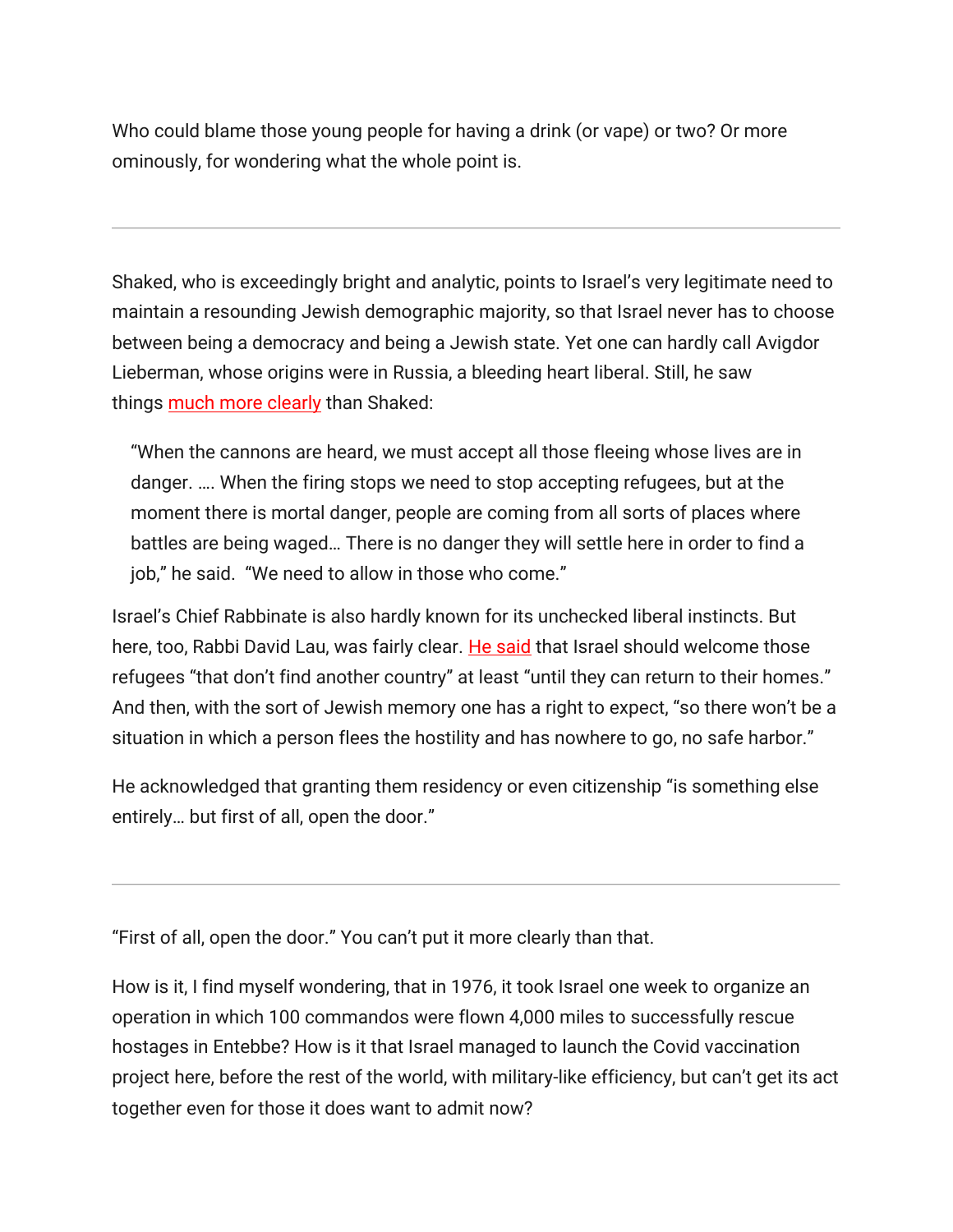Who could blame those young people for having a drink (or vape) or two? Or more ominously, for wondering what the whole point is.

---

Shaked, who is exceedingly bright and analytic, points to Israel's very legitimate need to maintain a resounding Jewish demographic majority, so that Israel never has to choose between being a democracy and being a Jewish state. Yet one can hardly call Avigdor Lieberman, whose origins were in Russia, a bleeding heart liberal. Still, he saw things much more clearly than Shaked:

> "When the cannons are heard, we must accept all those fleeing whose lives are in danger. …. When the firing stops we need to stop accepting refugees, but at the moment there is mortal danger, people are coming from all sorts of places where battles are being waged… There is no danger they will settle here in order to find a job," he said. "We need to allow in those who come."

Israel's Chief Rabbinate is also hardly known for its unchecked liberal instincts. But here, too, Rabbi David Lau, was fairly clear. He said that Israel should welcome those refugees "that don't find another country" at least "until they can return to their homes." And then, with the sort of Jewish memory one has a right to expect, "so there won't be a situation in which a person flees the hostility and has nowhere to go, no safe harbor."

He acknowledged that granting them residency or even citizenship "is something else entirely… but first of all, open the door."

---

"First of all, open the door." You can't put it more clearly than that.

How is it, I find myself wondering, that in 1976, it took Israel one week to organize an operation in which 100 commandos were flown 4,000 miles to successfully rescue hostages in Entebbe? How is it that Israel managed to launch the Covid vaccination project here, before the rest of the world, with military-like efficiency, but can't get its act together even for those it does want to admit now?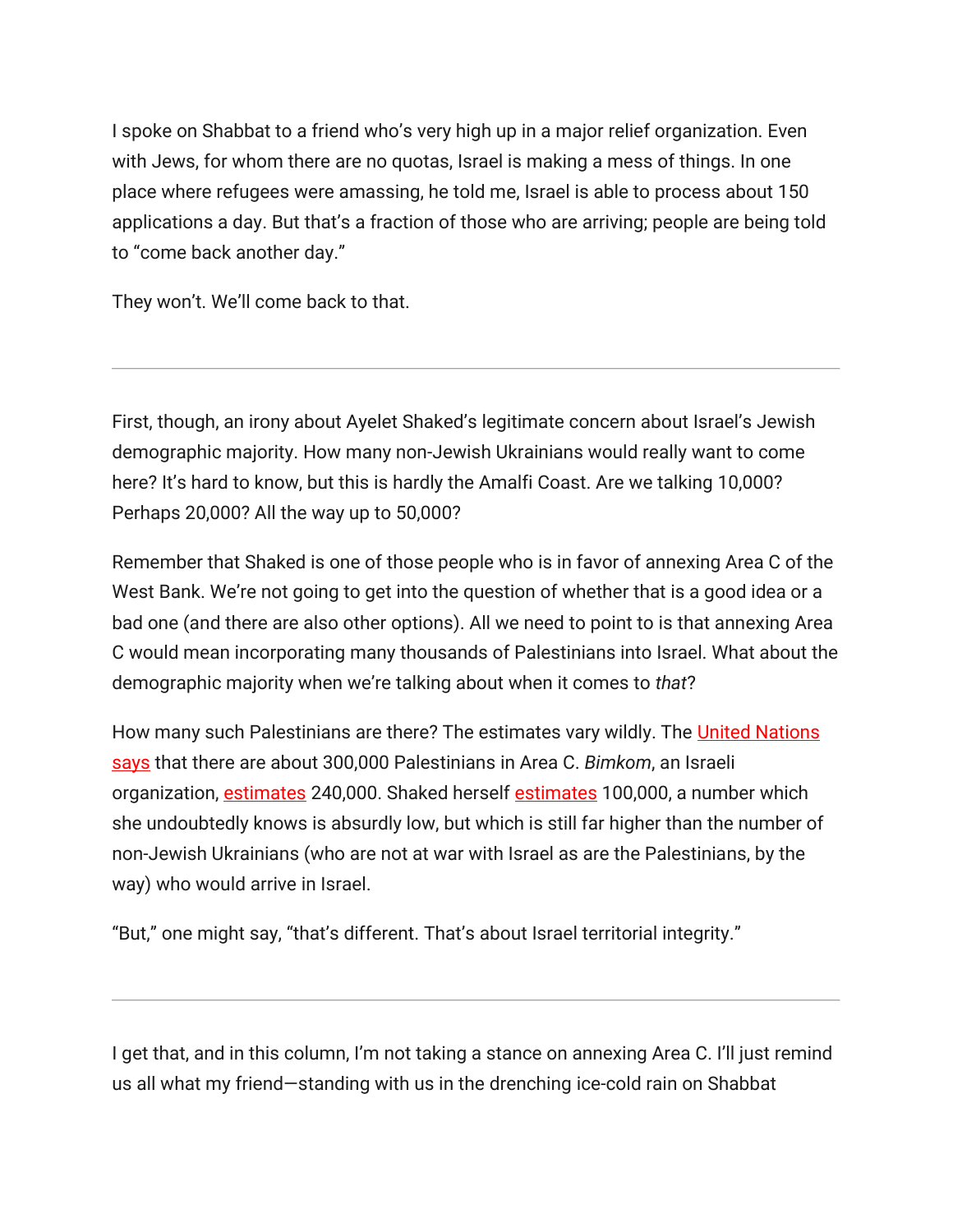I spoke on Shabbat to a friend who's very high up in a major relief organization. Even with Jews, for whom there are no quotas, Israel is making a mess of things. In one place where refugees were amassing, he told me, Israel is able to process about 150 applications a day. But that's a fraction of those who are arriving; people are being told to "come back another day."

They won't. We'll come back to that.

---

First, though, an irony about Ayelet Shaked's legitimate concern about Israel's Jewish demographic majority. How many non-Jewish Ukrainians would really want to come here? It's hard to know, but this is hardly the Amalfi Coast. Are we talking 10,000? Perhaps 20,000? All the way up to 50,000?

Remember that Shaked is one of those people who is in favor of annexing Area C of the West Bank. We're not going to get into the question of whether that is a good idea or a bad one (and there are also other options). All we need to point to is that annexing Area C would mean incorporating many thousands of Palestinians into Israel. What about the demographic majority when we're talking about when it comes to *that*?

How many such Palestinians are there? The estimates vary wildly. The United Nations says that there are about 300,000 Palestinians in Area C. *Bimkom*, an Israeli organization, estimates 240,000. Shaked herself estimates 100,000, a number which she undoubtedly knows is absurdly low, but which is still far higher than the number of non-Jewish Ukrainians (who are not at war with Israel as are the Palestinians, by the way) who would arrive in Israel.

"But," one might say, "that's different. That's about Israel territorial integrity."

---

I get that, and in this column, I'm not taking a stance on annexing Area C. I'll just remind us all what my friend—standing with us in the drenching ice-cold rain on Shabbat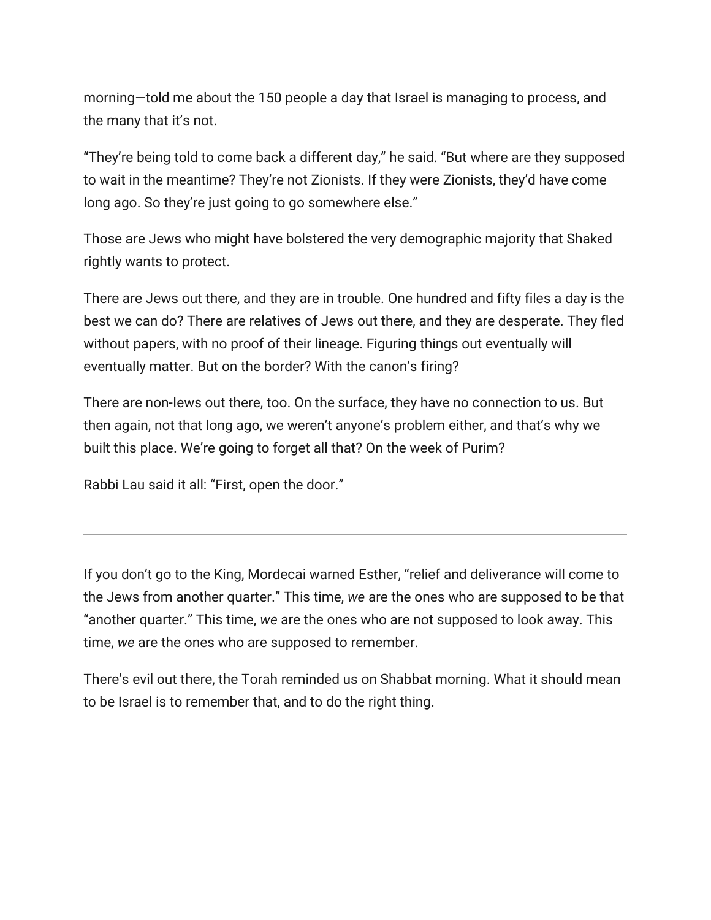morning—told me about the 150 people a day that Israel is managing to process, and the many that it's not.

"They're being told to come back a different day," he said. "But where are they supposed to wait in the meantime? They're not Zionists. If they were Zionists, they'd have come long ago. So they're just going to go somewhere else."

Those are Jews who might have bolstered the very demographic majority that Shaked rightly wants to protect.

There are Jews out there, and they are in trouble. One hundred and fifty files a day is the best we can do? There are relatives of Jews out there, and they are desperate. They fled without papers, with no proof of their lineage. Figuring things out eventually will eventually matter. But on the border? With the canon's firing?

There are non-Jews out there, too. On the surface, they have no connection to us. But then again, not that long ago, we weren't anyone's problem either, and that's why we built this place. We're going to forget all that? On the week of Purim?

Rabbi Lau said it all: "First, open the door."

---

If you don't go to the King, Mordecai warned Esther, "relief and deliverance will come to the Jews from another quarter." This time, *we* are the ones who are supposed to be that "another quarter." This time, *we* are the ones who are not supposed to look away. This time, *we* are the ones who are supposed to remember.

There's evil out there, the Torah reminded us on Shabbat morning. What it should mean to be Israel is to remember that, and to do the right thing.